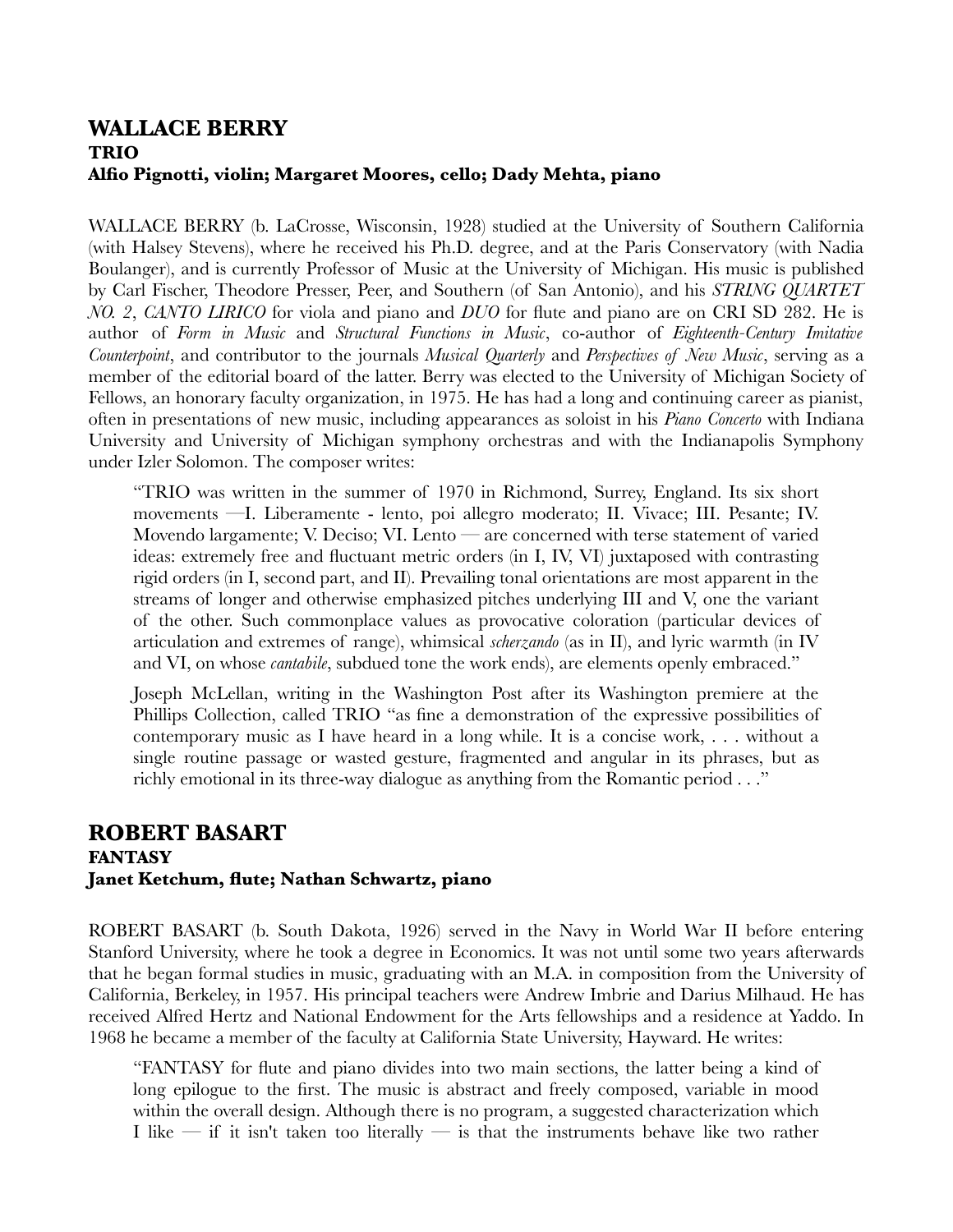## WALLACE BERRY

### TRIO

**Alfio Pignotti, violin; Margaret Moores, cello; Dady Mehta, piano**

WALLACE BERRY (b. LaCrosse, Wisconsin, 1928) studied at the University of Southern California (with Halsey Stevens), where he received his Ph.D. degree, and at the Paris Conservatory (with Nadia Boulanger), and is currently Professor of Music at the University of Michigan. His music is published by Carl Fischer, Theodore Presser, Peer, and Southern (of San Antonio), and his *STRING QUARTET NO. 2*, *CANTO LIRICO* for viola and piano and *DUO* for flute and piano are on CRI SD 282. He is author of *Form in Music* and *Structural Functions in Music*, co-author of *Eighteenth-Century Imitative Counterpoint*, and contributor to the journals *Musical Quarterly* and *Perspectives of New Music*, serving as a member of the editorial board of the latter. Berry was elected to the University of Michigan Society of Fellows, an honorary faculty organization, in 1975. He has had a long and continuing career as pianist, often in presentations of new music, including appearances as soloist in his *Piano Concerto* with Indiana University and University of Michigan symphony orchestras and with the Indianapolis Symphony under Izler Solomon. The composer writes:

> "TRIO was written in the summer of 1970 in Richmond, Surrey, England. Its six short movements —I. Liberamente - lento, poi allegro moderato; II. Vivace; III. Pesante; IV. Movendo largamente; V. Deciso; VI. Lento — are concerned with terse statement of varied ideas: extremely free and fluctuant metric orders (in I, IV, VI) juxtaposed with contrasting rigid orders (in I, second part, and II). Prevailing tonal orientations are most apparent in the streams of longer and otherwise emphasized pitches underlying III and V, one the variant of the other. Such commonplace values as provocative coloration (particular devices of articulation and extremes of range), whimsical *scherzando* (as in II), and lyric warmth (in IV and VI, on whose *cantabile*, subdued tone the work ends), are elements openly embraced."
>
> Joseph McLellan, writing in the Washington Post after its Washington premiere at the Phillips Collection, called TRIO "as fine a demonstration of the expressive possibilities of contemporary music as I have heard in a long while. It is a concise work, . . . without a single routine passage or wasted gesture, fragmented and angular in its phrases, but as richly emotional in its three-way dialogue as anything from the Romantic period . . ."

## ROBERT BASART

### FANTASY

**Janet Ketchum, flute; Nathan Schwartz, piano**

ROBERT BASART (b. South Dakota, 1926) served in the Navy in World War II before entering Stanford University, where he took a degree in Economics. It was not until some two years afterwards that he began formal studies in music, graduating with an M.A. in composition from the University of California, Berkeley, in 1957. His principal teachers were Andrew Imbrie and Darius Milhaud. He has received Alfred Hertz and National Endowment for the Arts fellowships and a residence at Yaddo. In 1968 he became a member of the faculty at California State University, Hayward. He writes:

> "FANTASY for flute and piano divides into two main sections, the latter being a kind of long epilogue to the first. The music is abstract and freely composed, variable in mood within the overall design. Although there is no program, a suggested characterization which I like — if it isn't taken too literally — is that the instruments behave like two rather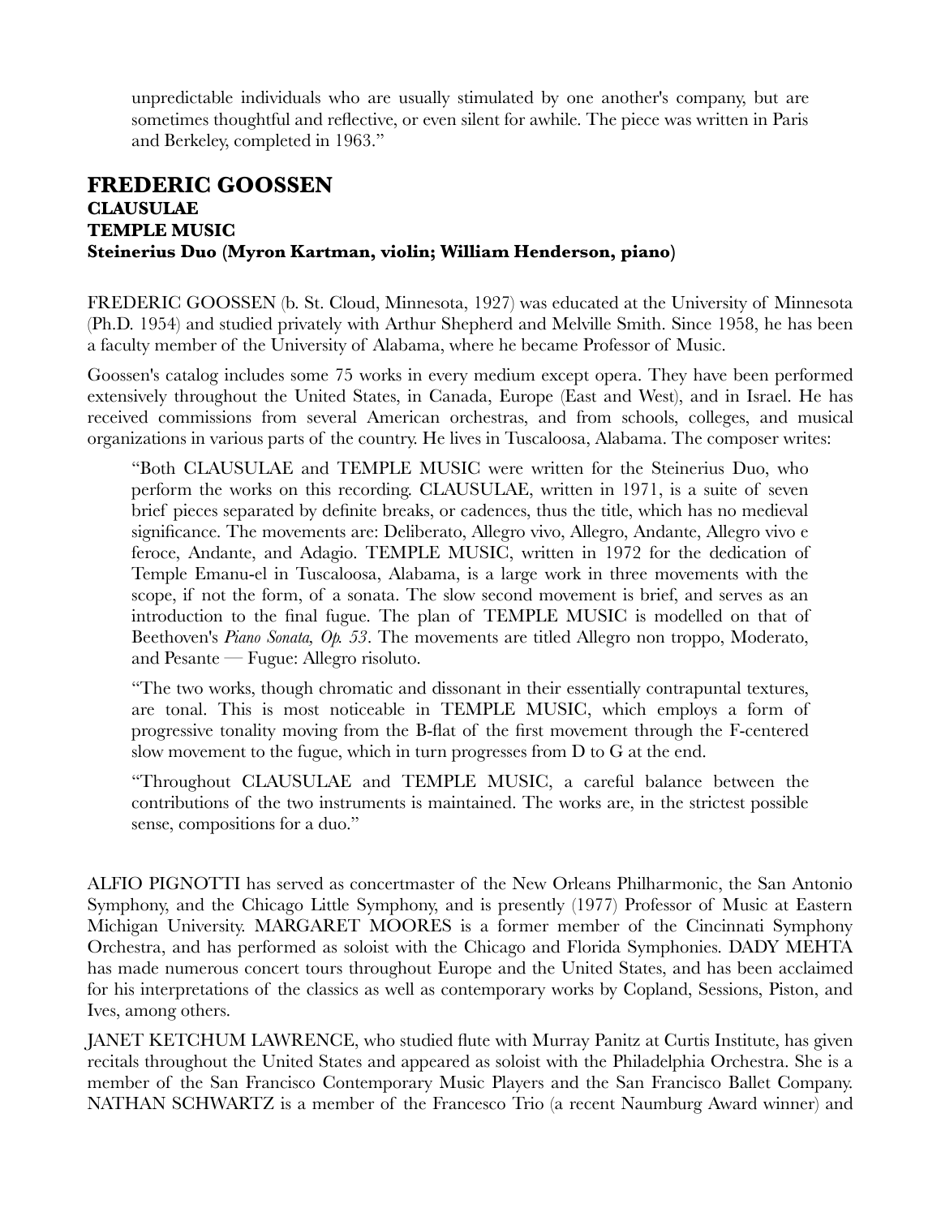unpredictable individuals who are usually stimulated by one another's company, but are sometimes thoughtful and reflective, or even silent for awhile. The piece was written in Paris and Berkeley, completed in 1963."

## FREDERIC GOOSSEN
**CLAUSULAE**
**TEMPLE MUSIC**
**Steinerius Duo (Myron Kartman, violin; William Henderson, piano)**

FREDERIC GOOSSEN (b. St. Cloud, Minnesota, 1927) was educated at the University of Minnesota (Ph.D. 1954) and studied privately with Arthur Shepherd and Melville Smith. Since 1958, he has been a faculty member of the University of Alabama, where he became Professor of Music.

Goossen's catalog includes some 75 works in every medium except opera. They have been performed extensively throughout the United States, in Canada, Europe (East and West), and in Israel. He has received commissions from several American orchestras, and from schools, colleges, and musical organizations in various parts of the country. He lives in Tuscaloosa, Alabama. The composer writes:

> "Both CLAUSULAE and TEMPLE MUSIC were written for the Steinerius Duo, who perform the works on this recording. CLAUSULAE, written in 1971, is a suite of seven brief pieces separated by definite breaks, or cadences, thus the title, which has no medieval significance. The movements are: Deliberato, Allegro vivo, Allegro, Andante, Allegro vivo e feroce, Andante, and Adagio. TEMPLE MUSIC, written in 1972 for the dedication of Temple Emanu-el in Tuscaloosa, Alabama, is a large work in three movements with the scope, if not the form, of a sonata. The slow second movement is brief, and serves as an introduction to the final fugue. The plan of TEMPLE MUSIC is modelled on that of Beethoven's *Piano Sonata, Op. 53*. The movements are titled Allegro non troppo, Moderato, and Pesante — Fugue: Allegro risoluto.
>
> "The two works, though chromatic and dissonant in their essentially contrapuntal textures, are tonal. This is most noticeable in TEMPLE MUSIC, which employs a form of progressive tonality moving from the B-flat of the first movement through the F-centered slow movement to the fugue, which in turn progresses from D to G at the end.
>
> "Throughout CLAUSULAE and TEMPLE MUSIC, a careful balance between the contributions of the two instruments is maintained. The works are, in the strictest possible sense, compositions for a duo."

ALFIO PIGNOTTI has served as concertmaster of the New Orleans Philharmonic, the San Antonio Symphony, and the Chicago Little Symphony, and is presently (1977) Professor of Music at Eastern Michigan University. MARGARET MOORES is a former member of the Cincinnati Symphony Orchestra, and has performed as soloist with the Chicago and Florida Symphonies. DADY MEHTA has made numerous concert tours throughout Europe and the United States, and has been acclaimed for his interpretations of the classics as well as contemporary works by Copland, Sessions, Piston, and Ives, among others.

JANET KETCHUM LAWRENCE, who studied flute with Murray Panitz at Curtis Institute, has given recitals throughout the United States and appeared as soloist with the Philadelphia Orchestra. She is a member of the San Francisco Contemporary Music Players and the San Francisco Ballet Company. NATHAN SCHWARTZ is a member of the Francesco Trio (a recent Naumburg Award winner) and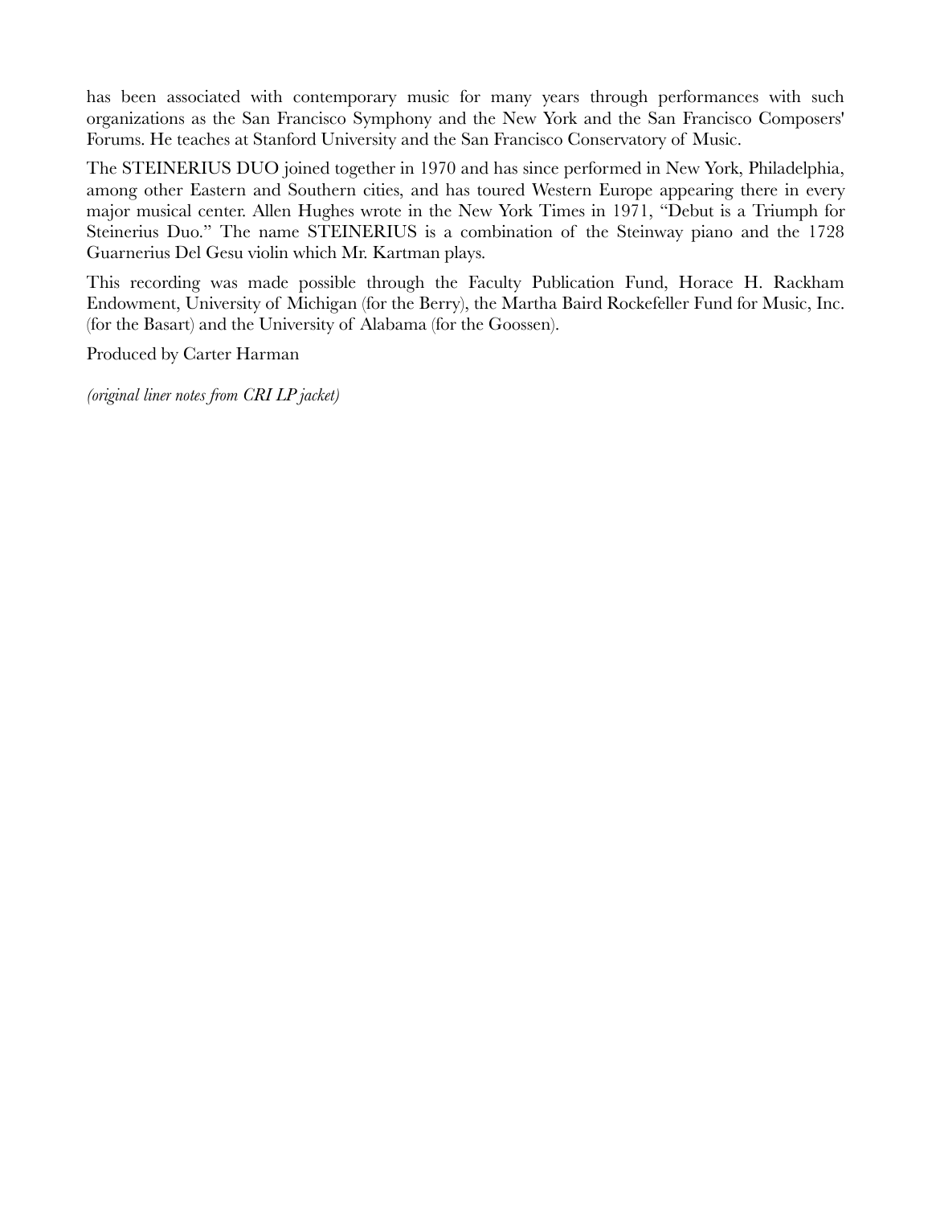has been associated with contemporary music for many years through performances with such organizations as the San Francisco Symphony and the New York and the San Francisco Composers' Forums. He teaches at Stanford University and the San Francisco Conservatory of Music.

The STEINERIUS DUO joined together in 1970 and has since performed in New York, Philadelphia, among other Eastern and Southern cities, and has toured Western Europe appearing there in every major musical center. Allen Hughes wrote in the New York Times in 1971, "Debut is a Triumph for Steinerius Duo." The name STEINERIUS is a combination of the Steinway piano and the 1728 Guarnerius Del Gesu violin which Mr. Kartman plays.

This recording was made possible through the Faculty Publication Fund, Horace H. Rackham Endowment, University of Michigan (for the Berry), the Martha Baird Rockefeller Fund for Music, Inc. (for the Basart) and the University of Alabama (for the Goossen).

Produced by Carter Harman

*(original liner notes from CRI LP jacket)*